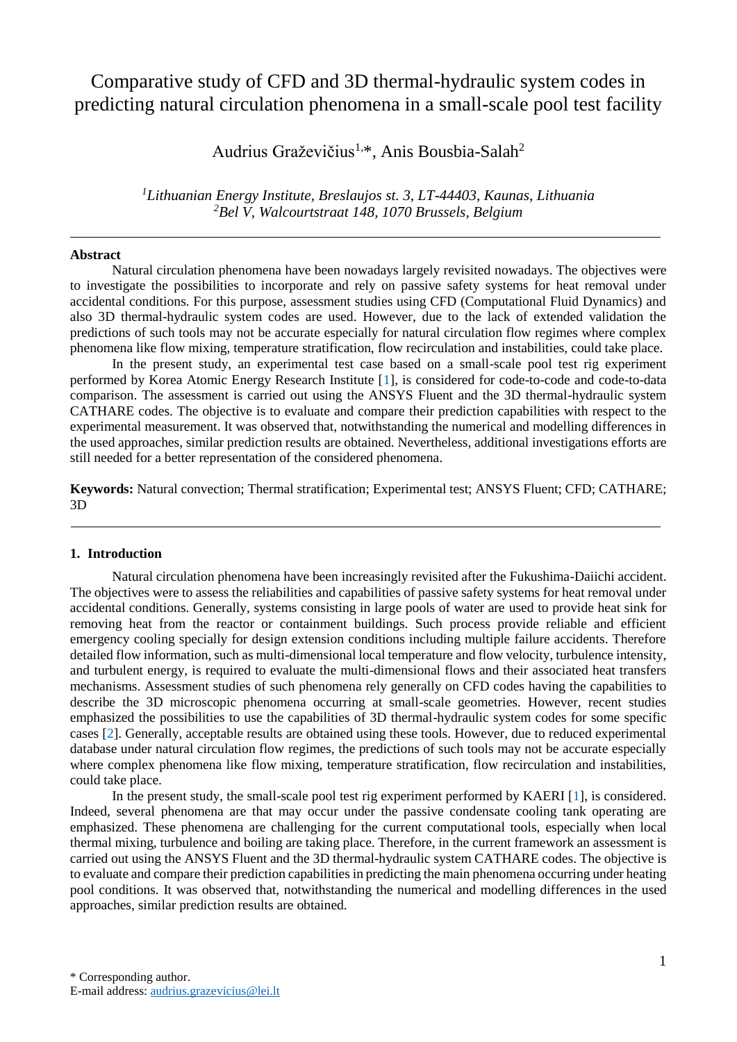# Comparative study of CFD and 3D thermal-hydraulic system codes in predicting natural circulation phenomena in a small-scale pool test facility

Audrius Graževičius[1,*], Anis Bousbia-Salah[2]

*[1]Lithuanian Energy Institute, Breslaujos st. 3, LT-44403, Kaunas, Lithuania*
*[2]Bel V, Walcourtstraat 148, 1070 Brussels, Belgium*

---

**Abstract**

Natural circulation phenomena have been nowadays largely revisited nowadays. The objectives were to investigate the possibilities to incorporate and rely on passive safety systems for heat removal under accidental conditions. For this purpose, assessment studies using CFD (Computational Fluid Dynamics) and also 3D thermal-hydraulic system codes are used. However, due to the lack of extended validation the predictions of such tools may not be accurate especially for natural circulation flow regimes where complex phenomena like flow mixing, temperature stratification, flow recirculation and instabilities, could take place.

In the present study, an experimental test case based on a small-scale pool test rig experiment performed by Korea Atomic Energy Research Institute [1], is considered for code-to-code and code-to-data comparison. The assessment is carried out using the ANSYS Fluent and the 3D thermal-hydraulic system CATHARE codes. The objective is to evaluate and compare their prediction capabilities with respect to the experimental measurement. It was observed that, notwithstanding the numerical and modelling differences in the used approaches, similar prediction results are obtained. Nevertheless, additional investigations efforts are still needed for a better representation of the considered phenomena.

**Keywords:** Natural convection; Thermal stratification; Experimental test; ANSYS Fluent; CFD; CATHARE; 3D

---

## 1. Introduction

Natural circulation phenomena have been increasingly revisited after the Fukushima-Daiichi accident. The objectives were to assess the reliabilities and capabilities of passive safety systems for heat removal under accidental conditions. Generally, systems consisting in large pools of water are used to provide heat sink for removing heat from the reactor or containment buildings. Such process provide reliable and efficient emergency cooling specially for design extension conditions including multiple failure accidents. Therefore detailed flow information, such as multi-dimensional local temperature and flow velocity, turbulence intensity, and turbulent energy, is required to evaluate the multi-dimensional flows and their associated heat transfers mechanisms. Assessment studies of such phenomena rely generally on CFD codes having the capabilities to describe the 3D microscopic phenomena occurring at small-scale geometries. However, recent studies emphasized the possibilities to use the capabilities of 3D thermal-hydraulic system codes for some specific cases [2]. Generally, acceptable results are obtained using these tools. However, due to reduced experimental database under natural circulation flow regimes, the predictions of such tools may not be accurate especially where complex phenomena like flow mixing, temperature stratification, flow recirculation and instabilities, could take place.

In the present study, the small-scale pool test rig experiment performed by KAERI [1], is considered. Indeed, several phenomena are that may occur under the passive condensate cooling tank operating are emphasized. These phenomena are challenging for the current computational tools, especially when local thermal mixing, turbulence and boiling are taking place. Therefore, in the current framework an assessment is carried out using the ANSYS Fluent and the 3D thermal-hydraulic system CATHARE codes. The objective is to evaluate and compare their prediction capabilities in predicting the main phenomena occurring under heating pool conditions. It was observed that, notwithstanding the numerical and modelling differences in the used approaches, similar prediction results are obtained.

---

* Corresponding author.
E-mail address: audrius.grazevicius@lei.lt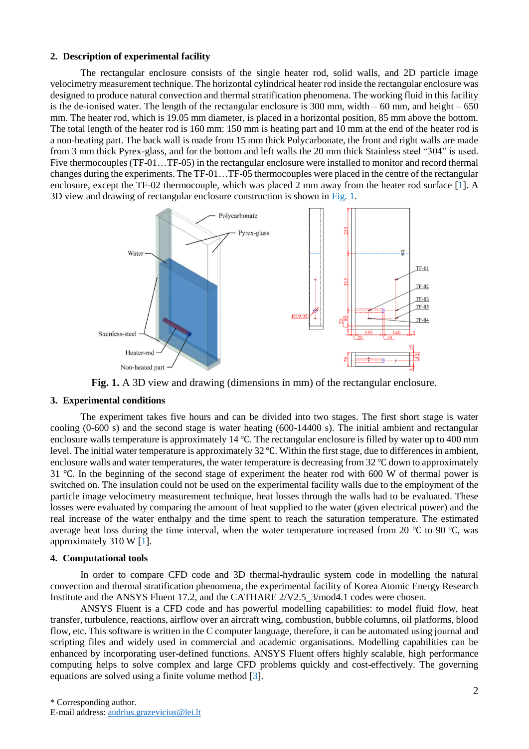## 2. Description of experimental facility

The rectangular enclosure consists of the single heater rod, solid walls, and 2D particle image velocimetry measurement technique. The horizontal cylindrical heater rod inside the rectangular enclosure was designed to produce natural convection and thermal stratification phenomena. The working fluid in this facility is the de-ionised water. The length of the rectangular enclosure is 300 mm, width – 60 mm, and height – 650 mm. The heater rod, which is 19.05 mm diameter, is placed in a horizontal position, 85 mm above the bottom. The total length of the heater rod is 160 mm: 150 mm is heating part and 10 mm at the end of the heater rod is a non-heating part. The back wall is made from 15 mm thick Polycarbonate, the front and right walls are made from 3 mm thick Pyrex-glass, and for the bottom and left walls the 20 mm thick Stainless steel "304" is used. Five thermocouples (TF-01…TF-05) in the rectangular enclosure were installed to monitor and record thermal changes during the experiments. The TF-01…TF-05 thermocouples were placed in the centre of the rectangular enclosure, except the TF-02 thermocouple, which was placed 2 mm away from the heater rod surface [1]. A 3D view and drawing of rectangular enclosure construction is shown in Fig. 1.

**Fig. 1.** A 3D view and drawing (dimensions in mm) of the rectangular enclosure.

## 3. Experimental conditions

The experiment takes five hours and can be divided into two stages. The first short stage is water cooling (0-600 s) and the second stage is water heating (600-14400 s). The initial ambient and rectangular enclosure walls temperature is approximately 14 ℃. The rectangular enclosure is filled by water up to 400 mm level. The initial water temperature is approximately 32 ℃. Within the first stage, due to differences in ambient, enclosure walls and water temperatures, the water temperature is decreasing from 32 ℃ down to approximately 31 ℃. In the beginning of the second stage of experiment the heater rod with 600 W of thermal power is switched on. The insulation could not be used on the experimental facility walls due to the employment of the particle image velocimetry measurement technique, heat losses through the walls had to be evaluated. These losses were evaluated by comparing the amount of heat supplied to the water (given electrical power) and the real increase of the water enthalpy and the time spent to reach the saturation temperature. The estimated average heat loss during the time interval, when the water temperature increased from 20 ℃ to 90 ℃, was approximately 310 W [1].

## 4. Computational tools

In order to compare CFD code and 3D thermal-hydraulic system code in modelling the natural convection and thermal stratification phenomena, the experimental facility of Korea Atomic Energy Research Institute and the ANSYS Fluent 17.2, and the CATHARE 2/V2.5_3/mod4.1 codes were chosen.

ANSYS Fluent is a CFD code and has powerful modelling capabilities: to model fluid flow, heat transfer, turbulence, reactions, airflow over an aircraft wing, combustion, bubble columns, oil platforms, blood flow, etc. This software is written in the C computer language, therefore, it can be automated using journal and scripting files and widely used in commercial and academic organisations. Modelling capabilities can be enhanced by incorporating user-defined functions. ANSYS Fluent offers highly scalable, high performance computing helps to solve complex and large CFD problems quickly and cost-effectively. The governing equations are solved using a finite volume method [3].

* Corresponding author.
E-mail address: audrius.grazevicius@lei.lt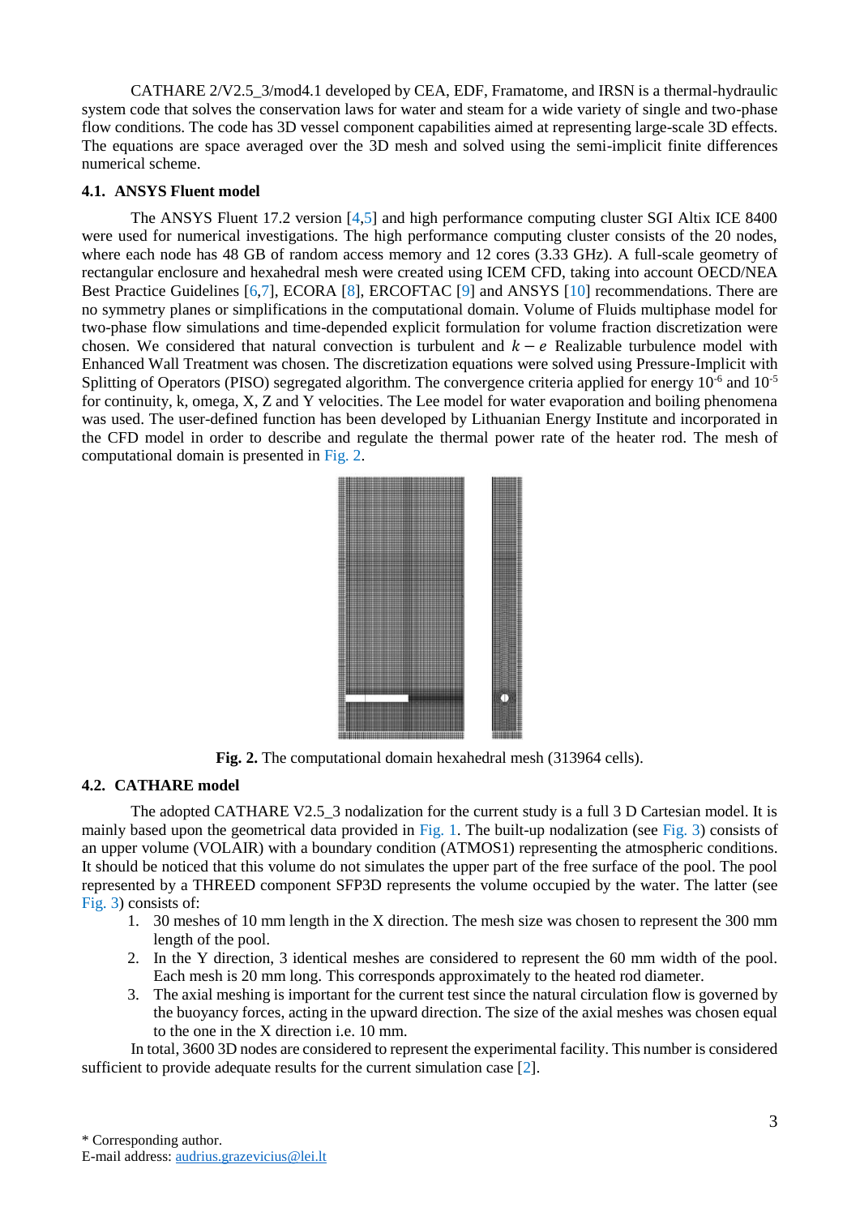CATHARE 2/V2.5_3/mod4.1 developed by CEA, EDF, Framatome, and IRSN is a thermal-hydraulic system code that solves the conservation laws for water and steam for a wide variety of single and two-phase flow conditions. The code has 3D vessel component capabilities aimed at representing large-scale 3D effects. The equations are space averaged over the 3D mesh and solved using the semi-implicit finite differences numerical scheme.

### 4.1. ANSYS Fluent model

The ANSYS Fluent 17.2 version [4,5] and high performance computing cluster SGI Altix ICE 8400 were used for numerical investigations. The high performance computing cluster consists of the 20 nodes, where each node has 48 GB of random access memory and 12 cores (3.33 GHz). A full-scale geometry of rectangular enclosure and hexahedral mesh were created using ICEM CFD, taking into account OECD/NEA Best Practice Guidelines [6,7], ECORA [8], ERCOFTAC [9] and ANSYS [10] recommendations. There are no symmetry planes or simplifications in the computational domain. Volume of Fluids multiphase model for two-phase flow simulations and time-depended explicit formulation for volume fraction discretization were chosen. We considered that natural convection is turbulent and $k-e$ Realizable turbulence model with Enhanced Wall Treatment was chosen. The discretization equations were solved using Pressure-Implicit with Splitting of Operators (PISO) segregated algorithm. The convergence criteria applied for energy $10^{-6}$ and $10^{-5}$ for continuity, k, omega, X, Z and Y velocities. The Lee model for water evaporation and boiling phenomena was used. The user-defined function has been developed by Lithuanian Energy Institute and incorporated in the CFD model in order to describe and regulate the thermal power rate of the heater rod. The mesh of computational domain is presented in Fig. 2.

**Fig. 2.** The computational domain hexahedral mesh (313964 cells).

### 4.2. CATHARE model

The adopted CATHARE V2.5_3 nodalization for the current study is a full 3 D Cartesian model. It is mainly based upon the geometrical data provided in Fig. 1. The built-up nodalization (see Fig. 3) consists of an upper volume (VOLAIR) with a boundary condition (ATMOS1) representing the atmospheric conditions. It should be noticed that this volume do not simulates the upper part of the free surface of the pool. The pool represented by a THREED component SFP3D represents the volume occupied by the water. The latter (see Fig. 3) consists of:

1. 30 meshes of 10 mm length in the X direction. The mesh size was chosen to represent the 300 mm length of the pool.
2. In the Y direction, 3 identical meshes are considered to represent the 60 mm width of the pool. Each mesh is 20 mm long. This corresponds approximately to the heated rod diameter.
3. The axial meshing is important for the current test since the natural circulation flow is governed by the buoyancy forces, acting in the upward direction. The size of the axial meshes was chosen equal to the one in the X direction i.e. 10 mm.

In total, 3600 3D nodes are considered to represent the experimental facility. This number is considered sufficient to provide adequate results for the current simulation case [2].

* Corresponding author.
E-mail address: audrius.grazevicius@lei.lt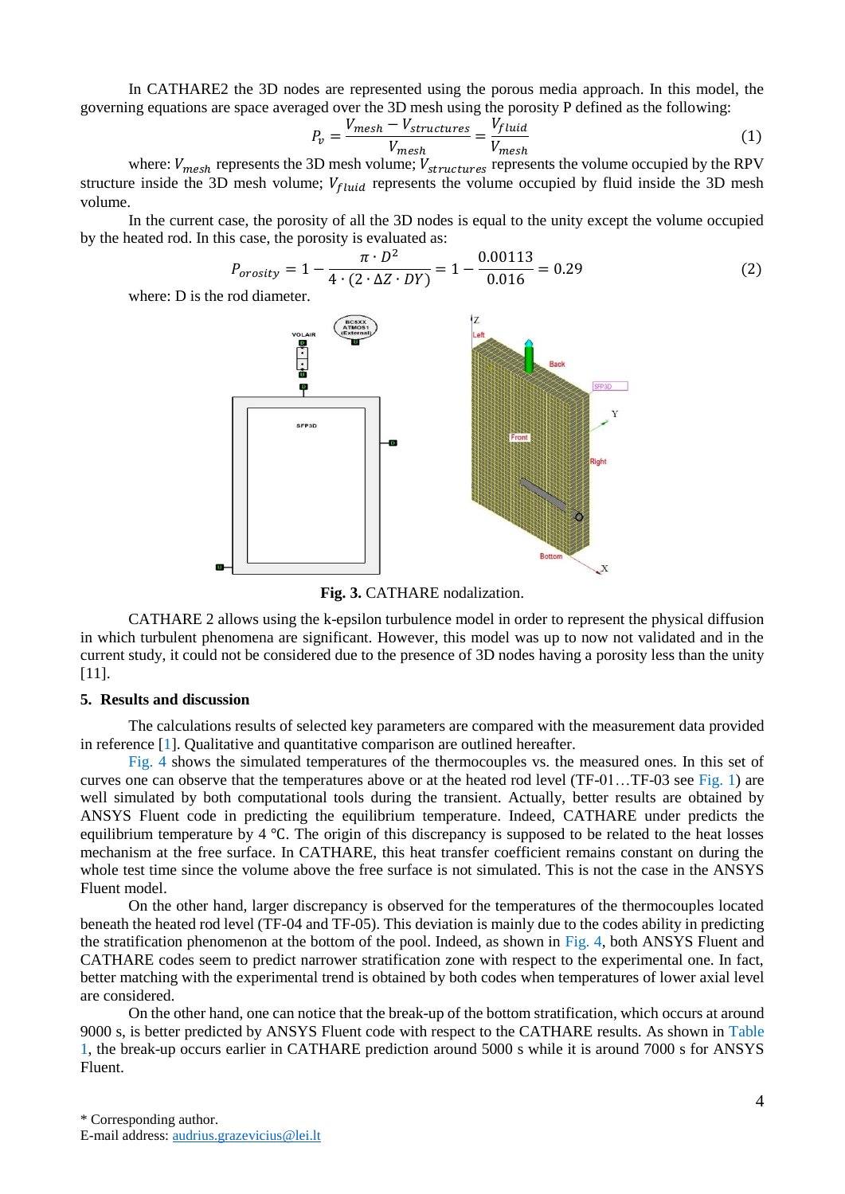In CATHARE2 the 3D nodes are represented using the porous media approach. In this model, the governing equations are space averaged over the 3D mesh using the porosity P defined as the following:

$$P_v = \frac{V_{mesh} - V_{structures}}{V_{mesh}} = \frac{V_{fluid}}{V_{mesh}} \tag{1}$$

where: $V_{mesh}$ represents the 3D mesh volume; $V_{structures}$ represents the volume occupied by the RPV structure inside the 3D mesh volume; $V_{fluid}$ represents the volume occupied by fluid inside the 3D mesh volume.

In the current case, the porosity of all the 3D nodes is equal to the unity except the volume occupied by the heated rod. In this case, the porosity is evaluated as:

$$P_{orosity} = 1 - \frac{\pi \cdot D^2}{4 \cdot (2 \cdot \Delta Z \cdot DY)} = 1 - \frac{0.00113}{0.016} = 0.29 \tag{2}$$

where: D is the rod diameter.

**Fig. 3.** CATHARE nodalization.

CATHARE 2 allows using the k-epsilon turbulence model in order to represent the physical diffusion in which turbulent phenomena are significant. However, this model was up to now not validated and in the current study, it could not be considered due to the presence of 3D nodes having a porosity less than the unity [11].

## 5. Results and discussion

The calculations results of selected key parameters are compared with the measurement data provided in reference [1]. Qualitative and quantitative comparison are outlined hereafter.

Fig. 4 shows the simulated temperatures of the thermocouples vs. the measured ones. In this set of curves one can observe that the temperatures above or at the heated rod level (TF-01…TF-03 see Fig. 1) are well simulated by both computational tools during the transient. Actually, better results are obtained by ANSYS Fluent code in predicting the equilibrium temperature. Indeed, CATHARE under predicts the equilibrium temperature by 4 °C. The origin of this discrepancy is supposed to be related to the heat losses mechanism at the free surface. In CATHARE, this heat transfer coefficient remains constant on during the whole test time since the volume above the free surface is not simulated. This is not the case in the ANSYS Fluent model.

On the other hand, larger discrepancy is observed for the temperatures of the thermocouples located beneath the heated rod level (TF-04 and TF-05). This deviation is mainly due to the codes ability in predicting the stratification phenomenon at the bottom of the pool. Indeed, as shown in Fig. 4, both ANSYS Fluent and CATHARE codes seem to predict narrower stratification zone with respect to the experimental one. In fact, better matching with the experimental trend is obtained by both codes when temperatures of lower axial level are considered.

On the other hand, one can notice that the break-up of the bottom stratification, which occurs at around 9000 s, is better predicted by ANSYS Fluent code with respect to the CATHARE results. As shown in Table 1, the break-up occurs earlier in CATHARE prediction around 5000 s while it is around 7000 s for ANSYS Fluent.

\* Corresponding author.
E-mail address: audrius.grazevicius@lei.lt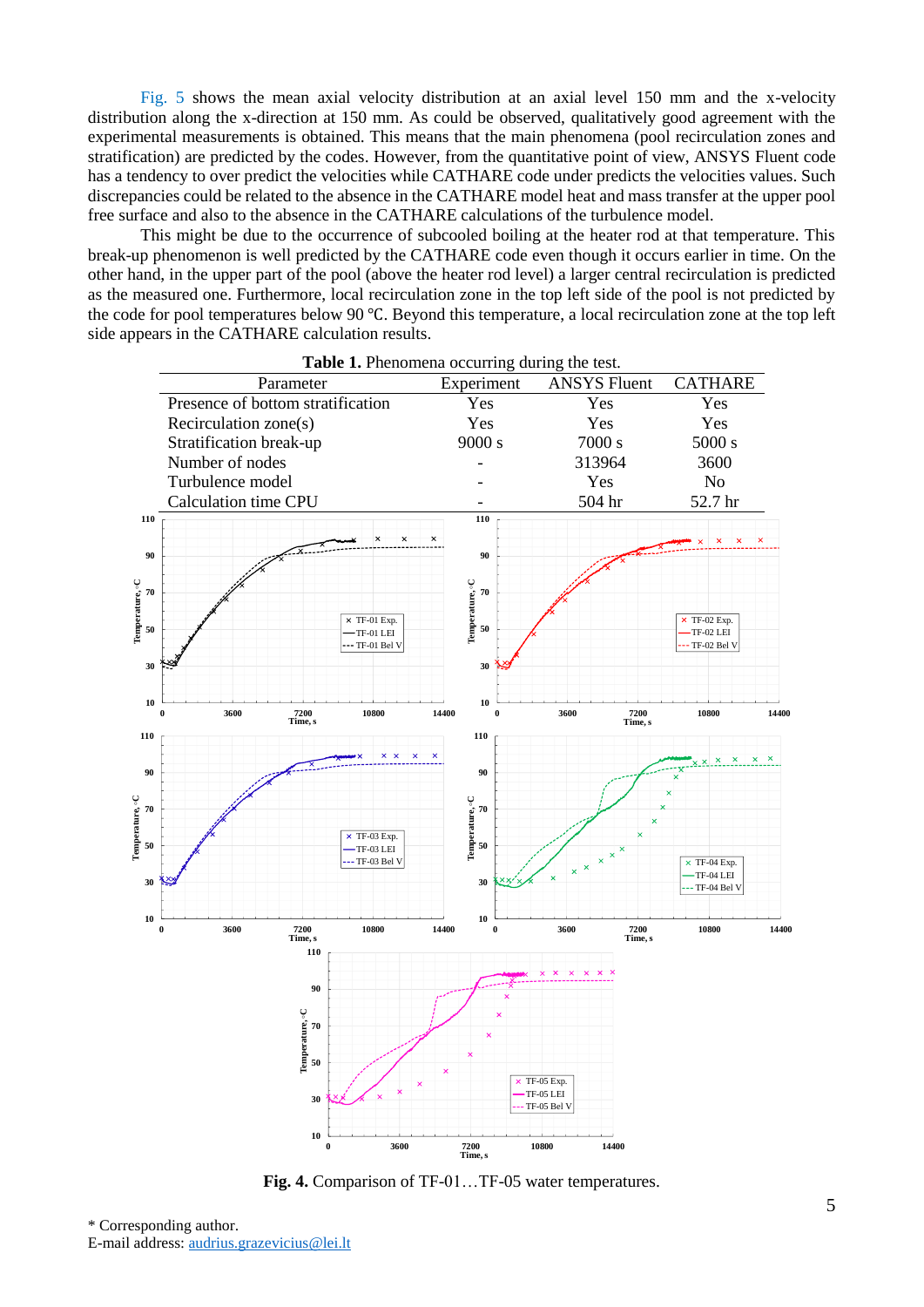Fig. 5 shows the mean axial velocity distribution at an axial level 150 mm and the x-velocity distribution along the x-direction at 150 mm. As could be observed, qualitatively good agreement with the experimental measurements is obtained. This means that the main phenomena (pool recirculation zones and stratification) are predicted by the codes. However, from the quantitative point of view, ANSYS Fluent code has a tendency to over predict the velocities while CATHARE code under predicts the velocities values. Such discrepancies could be related to the absence in the CATHARE model heat and mass transfer at the upper pool free surface and also to the absence in the CATHARE calculations of the turbulence model.

This might be due to the occurrence of subcooled boiling at the heater rod at that temperature. This break-up phenomenon is well predicted by the CATHARE code even though it occurs earlier in time. On the other hand, in the upper part of the pool (above the heater rod level) a larger central recirculation is predicted as the measured one. Furthermore, local recirculation zone in the top left side of the pool is not predicted by the code for pool temperatures below 90 °C. Beyond this temperature, a local recirculation zone at the top left side appears in the CATHARE calculation results.

**Table 1.** Phenomena occurring during the test.

| Parameter | Experiment | ANSYS Fluent | CATHARE |
|---|---|---|---|
| Presence of bottom stratification | Yes | Yes | Yes |
| Recirculation zone(s) | Yes | Yes | Yes |
| Stratification break-up | 9000 s | 7000 s | 5000 s |
| Number of nodes | - | 313964 | 3600 |
| Turbulence model | - | Yes | No |
| Calculation time CPU | - | 504 hr | 52.7 hr |

**Fig. 4.** Comparison of TF-01…TF-05 water temperatures.

\* Corresponding author.
E-mail address: audrius.grazevicius@lei.lt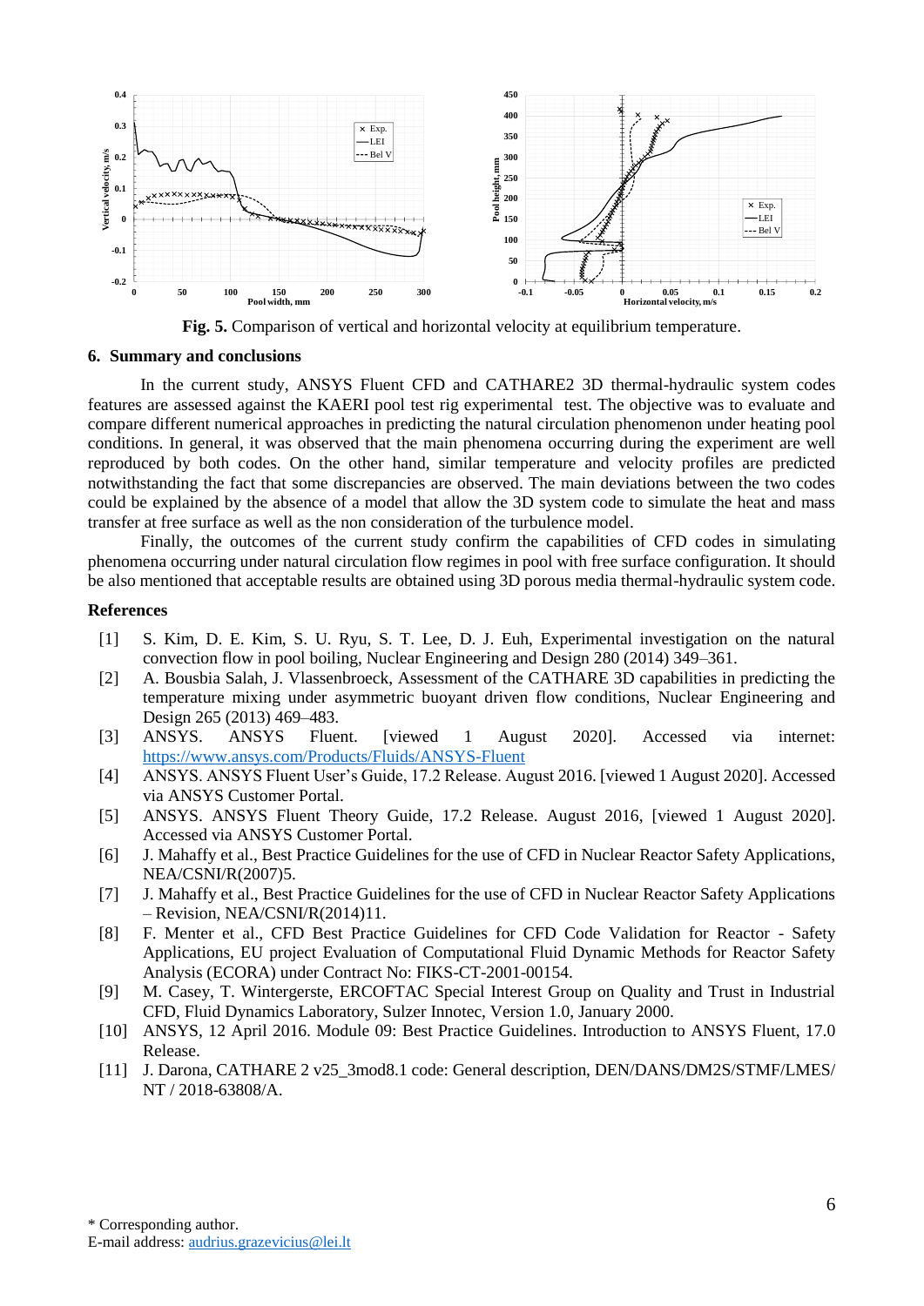0.4
0.3
0.2
0.1
0
-0.1
-0.2
Vertical velocity, m/s
0 50 100 150 200 250 300
Pool width, mm
× Exp.
—LEI
--- Bel V

450
400
350
300
250
200
150
100
50
0
Pool height, mm
-0.1 -0.05 0 0.05 0.1 0.15 0.2
Horizontal velocity, m/s
× Exp.
—LEI
--- Bel V

**Fig. 5.** Comparison of vertical and horizontal velocity at equilibrium temperature.

## 6. Summary and conclusions

In the current study, ANSYS Fluent CFD and CATHARE2 3D thermal-hydraulic system codes features are assessed against the KAERI pool test rig experimental test. The objective was to evaluate and compare different numerical approaches in predicting the natural circulation phenomenon under heating pool conditions. In general, it was observed that the main phenomena occurring during the experiment are well reproduced by both codes. On the other hand, similar temperature and velocity profiles are predicted notwithstanding the fact that some discrepancies are observed. The main deviations between the two codes could be explained by the absence of a model that allow the 3D system code to simulate the heat and mass transfer at free surface as well as the non consideration of the turbulence model.

Finally, the outcomes of the current study confirm the capabilities of CFD codes in simulating phenomena occurring under natural circulation flow regimes in pool with free surface configuration. It should be also mentioned that acceptable results are obtained using 3D porous media thermal-hydraulic system code.

## References

[1] S. Kim, D. E. Kim, S. U. Ryu, S. T. Lee, D. J. Euh, Experimental investigation on the natural convection flow in pool boiling, Nuclear Engineering and Design 280 (2014) 349–361.

[2] A. Bousbia Salah, J. Vlassenbroeck, Assessment of the CATHARE 3D capabilities in predicting the temperature mixing under asymmetric buoyant driven flow conditions, Nuclear Engineering and Design 265 (2013) 469–483.

[3] ANSYS. ANSYS Fluent. [viewed 1 August 2020]. Accessed via internet: https://www.ansys.com/Products/Fluids/ANSYS-Fluent

[4] ANSYS. ANSYS Fluent User's Guide, 17.2 Release. August 2016. [viewed 1 August 2020]. Accessed via ANSYS Customer Portal.

[5] ANSYS. ANSYS Fluent Theory Guide, 17.2 Release. August 2016, [viewed 1 August 2020]. Accessed via ANSYS Customer Portal.

[6] J. Mahaffy et al., Best Practice Guidelines for the use of CFD in Nuclear Reactor Safety Applications, NEA/CSNI/R(2007)5.

[7] J. Mahaffy et al., Best Practice Guidelines for the use of CFD in Nuclear Reactor Safety Applications – Revision, NEA/CSNI/R(2014)11.

[8] F. Menter et al., CFD Best Practice Guidelines for CFD Code Validation for Reactor - Safety Applications, EU project Evaluation of Computational Fluid Dynamic Methods for Reactor Safety Analysis (ECORA) under Contract No: FIKS-CT-2001-00154.

[9] M. Casey, T. Wintergerste, ERCOFTAC Special Interest Group on Quality and Trust in Industrial CFD, Fluid Dynamics Laboratory, Sulzer Innotec, Version 1.0, January 2000.

[10] ANSYS, 12 April 2016. Module 09: Best Practice Guidelines. Introduction to ANSYS Fluent, 17.0 Release.

[11] J. Darona, CATHARE 2 v25_3mod8.1 code: General description, DEN/DANS/DM2S/STMF/LMES/ NT / 2018-63808/A.

* Corresponding author.
E-mail address: audrius.grazevicius@lei.lt